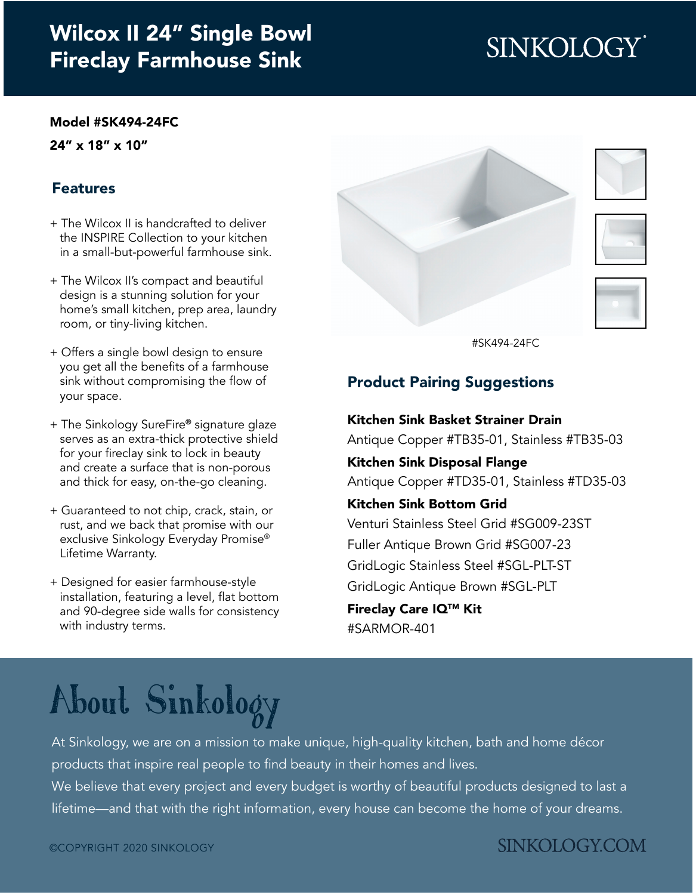# Wilcox II 24" Single Bowl Fireclay Farmhouse Sink

SINKOLOGY

**Model #SK494-24FC**

**24" x 18" x 10"**

## Features

+ The Wilcox II is handcrafted to deliver the INSPIRE Collection to your kitchen in a small-but-powerful farmhouse sink.

+ The Wilcox II's compact and beautiful design is a stunning solution for your home's small kitchen, prep area, laundry room, or tiny-living kitchen.

+ Offers a single bowl design to ensure you get all the benefits of a farmhouse sink without compromising the flow of your space.

+ The Sinkology SureFire® signature glaze serves as an extra-thick protective shield for your fireclay sink to lock in beauty and create a surface that is non-porous and thick for easy, on-the-go cleaning.

+ Guaranteed to not chip, crack, stain, or rust, and we back that promise with our exclusive Sinkology Everyday Promise® Lifetime Warranty.

+ Designed for easier farmhouse-style installation, featuring a level, flat bottom and 90-degree side walls for consistency with industry terms.

#SK494-24FC

## Product Pairing Suggestions

**Kitchen Sink Basket Strainer Drain**
Antique Copper #TB35-01, Stainless #TB35-03

**Kitchen Sink Disposal Flange**
Antique Copper #TD35-01, Stainless #TD35-03

**Kitchen Sink Bottom Grid**
Venturi Stainless Steel Grid #SG009-23ST
Fuller Antique Brown Grid #SG007-23
GridLogic Stainless Steel #SGL-PLT-ST
GridLogic Antique Brown #SGL-PLT

**Fireclay Care IQ™ Kit**
#SARMOR-401

## About Sinkology

At Sinkology, we are on a mission to make unique, high-quality kitchen, bath and home décor products that inspire real people to find beauty in their homes and lives.
We believe that every project and every budget is worthy of beautiful products designed to last a lifetime—and that with the right information, every house can become the home of your dreams.

©COPYRIGHT 2020 SINKOLOGY

SINKOLOGY.COM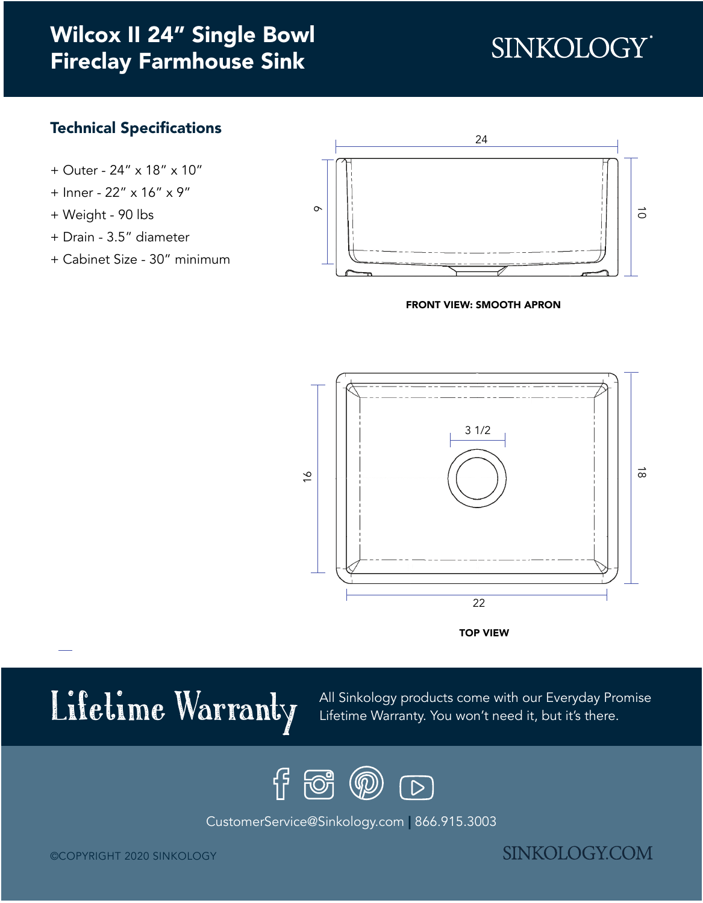# Wilcox II 24" Single Bowl Fireclay Farmhouse Sink

SINKOLOGY

## Technical Specifications

+ Outer - 24" x 18" x 10"
+ Inner - 22" x 16" x 9"
+ Weight - 90 lbs
+ Drain - 3.5" diameter
+ Cabinet Size - 30" minimum

24

9

10

FRONT VIEW: SMOOTH APRON

3 1/2

16

18

22

TOP VIEW

## Lifetime Warranty

All Sinkology products come with our Everyday Promise Lifetime Warranty. You won't need it, but it's there.

CustomerService@Sinkology.com | 866.915.3003

©COPYRIGHT 2020 SINKOLOGY

SINKOLOGY.COM